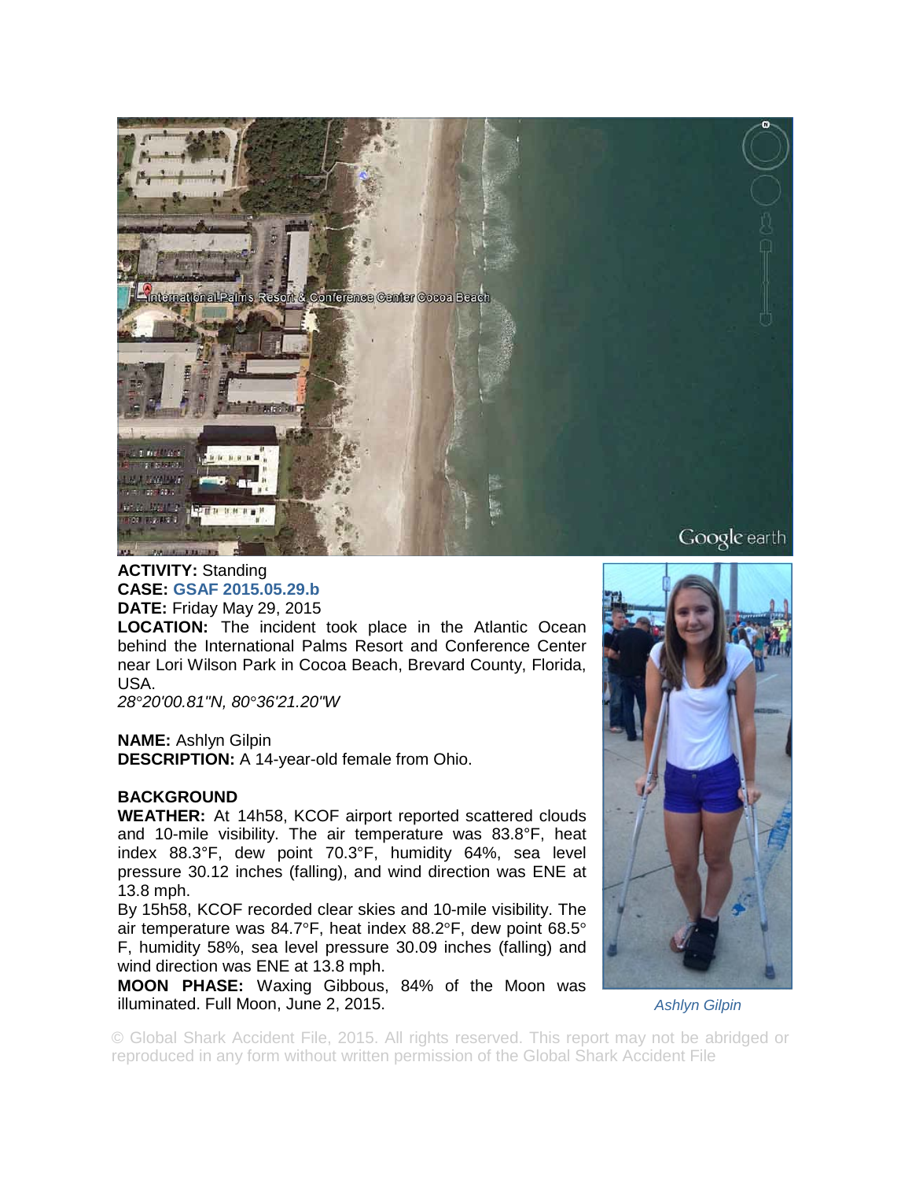**ACTIVITY:** Standing
**CASE:** GSAF 2015.05.29.b
**DATE:** Friday May 29, 2015
**LOCATION:** The incident took place in the Atlantic Ocean behind the International Palms Resort and Conference Center near Lori Wilson Park in Cocoa Beach, Brevard County, Florida, USA.
*28°20'00.81"N, 80°36'21.20"W*

**NAME:** Ashlyn Gilpin
**DESCRIPTION:** A 14-year-old female from Ohio.

**BACKGROUND**
**WEATHER:** At 14h58, KCOF airport reported scattered clouds and 10-mile visibility. The air temperature was 83.8°F, heat index 88.3°F, dew point 70.3°F, humidity 64%, sea level pressure 30.12 inches (falling), and wind direction was ENE at 13.8 mph.
By 15h58, KCOF recorded clear skies and 10-mile visibility. The air temperature was 84.7°F, heat index 88.2°F, dew point 68.5° F, humidity 58%, sea level pressure 30.09 inches (falling) and wind direction was ENE at 13.8 mph.
**MOON PHASE:** Waxing Gibbous, 84% of the Moon was illuminated. Full Moon, June 2, 2015.

*Ashlyn Gilpin*

© Global Shark Accident File, 2015. All rights reserved. This report may not be abridged or reproduced in any form without written permission of the Global Shark Accident File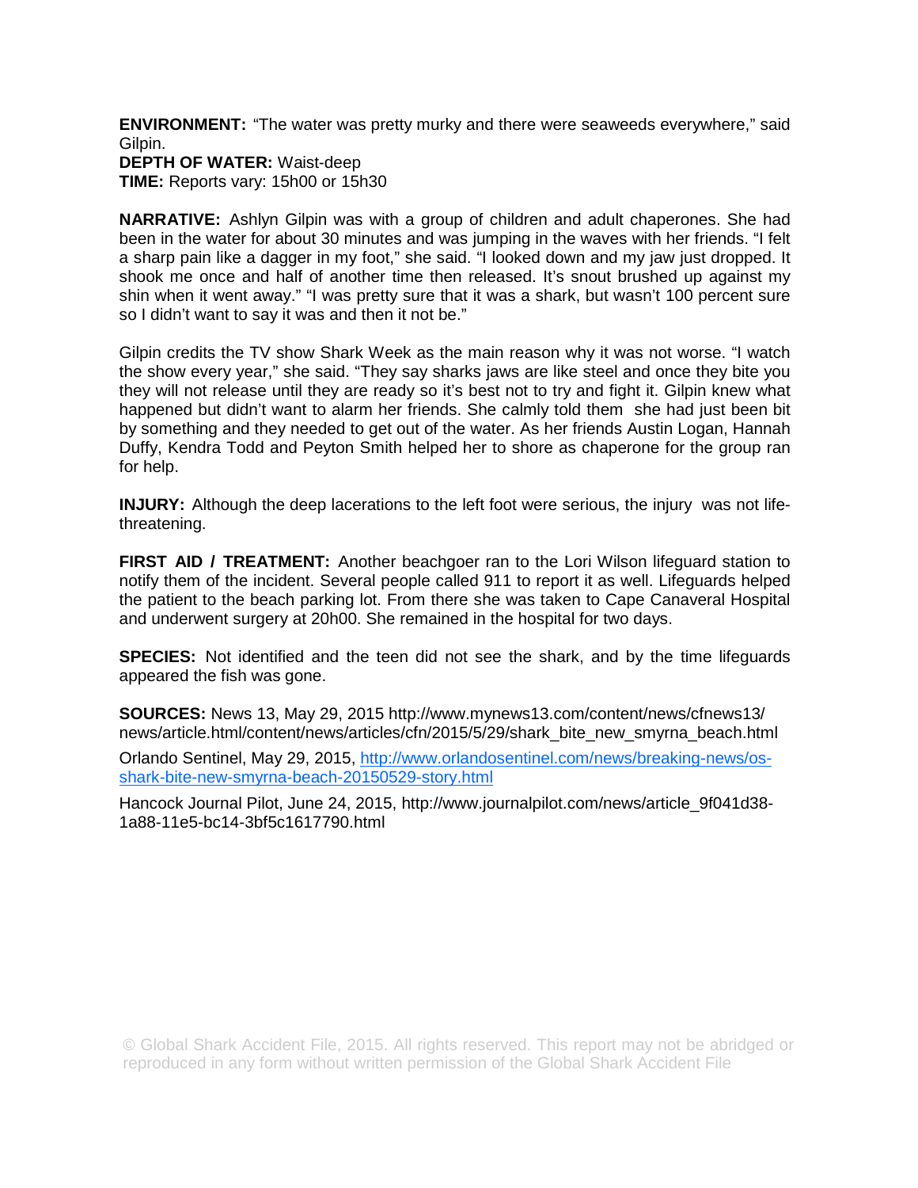**ENVIRONMENT:** "The water was pretty murky and there were seaweeds everywhere," said Gilpin.
**DEPTH OF WATER:** Waist-deep
**TIME:** Reports vary: 15h00 or 15h30

**NARRATIVE:** Ashlyn Gilpin was with a group of children and adult chaperones. She had been in the water for about 30 minutes and was jumping in the waves with her friends. "I felt a sharp pain like a dagger in my foot," she said. "I looked down and my jaw just dropped. It shook me once and half of another time then released. It's snout brushed up against my shin when it went away." "I was pretty sure that it was a shark, but wasn't 100 percent sure so I didn't want to say it was and then it not be."

Gilpin credits the TV show Shark Week as the main reason why it was not worse. "I watch the show every year," she said. "They say sharks jaws are like steel and once they bite you they will not release until they are ready so it's best not to try and fight it. Gilpin knew what happened but didn't want to alarm her friends. She calmly told them she had just been bit by something and they needed to get out of the water. As her friends Austin Logan, Hannah Duffy, Kendra Todd and Peyton Smith helped her to shore as chaperone for the group ran for help.

**INJURY:** Although the deep lacerations to the left foot were serious, the injury was not life-threatening.

**FIRST AID / TREATMENT:** Another beachgoer ran to the Lori Wilson lifeguard station to notify them of the incident. Several people called 911 to report it as well. Lifeguards helped the patient to the beach parking lot. From there she was taken to Cape Canaveral Hospital and underwent surgery at 20h00. She remained in the hospital for two days.

**SPECIES:** Not identified and the teen did not see the shark, and by the time lifeguards appeared the fish was gone.

**SOURCES:** News 13, May 29, 2015 http://www.mynews13.com/content/news/cfnews13/news/article.html/content/news/articles/cfn/2015/5/29/shark_bite_new_smyrna_beach.html

Orlando Sentinel, May 29, 2015, [http://www.orlandosentinel.com/news/breaking-news/os-shark-bite-new-smyrna-beach-20150529-story.html](http://www.orlandosentinel.com/news/breaking-news/os-shark-bite-new-smyrna-beach-20150529-story.html)

Hancock Journal Pilot, June 24, 2015, http://www.journalpilot.com/news/article_9f041d38-1a88-11e5-bc14-3bf5c1617790.html

© Global Shark Accident File, 2015. All rights reserved. This report may not be abridged or reproduced in any form without written permission of the Global Shark Accident File